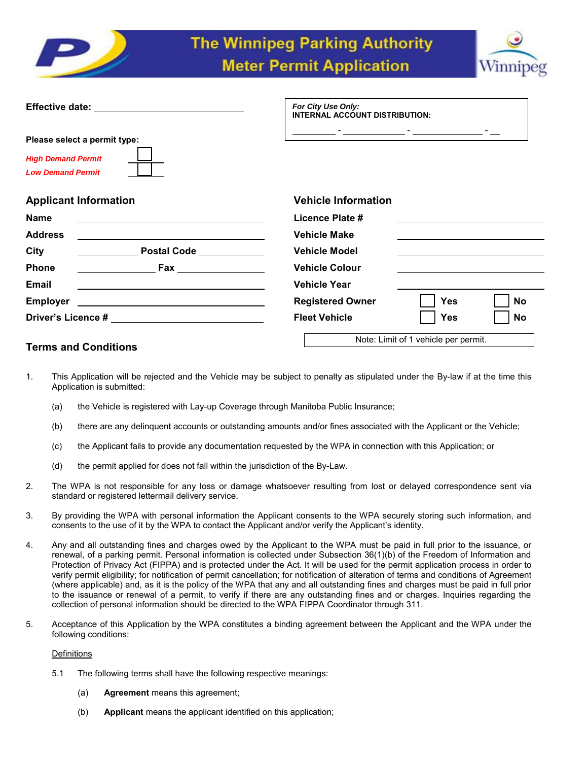# The Winnipeg Parking Authority
## Meter Permit Application

**Effective date:** ____________________

> *For City Use Only:*
> **INTERNAL ACCOUNT DISTRIBUTION:**
>
> ________ - ________ - ________ - __

**Please select a permit type:**

- [ ] ***High Demand Permit***
- [ ] ***Low Demand Permit***

## Applicant Information

**Name** ____________________

**Address** ____________________

**City** __________ **Postal Code** __________

**Phone** __________ **Fax** __________

**Email** ____________________

**Employer** ____________________

**Driver's Licence #** ____________________

## Vehicle Information

**Licence Plate #** ____________________

**Vehicle Make** ____________________

**Vehicle Model** ____________________

**Vehicle Colour** ____________________

**Vehicle Year** ____________________

**Registered Owner** ☐ **Yes** ☐ **No**

**Fleet Vehicle** ☐ **Yes** ☐ **No**

Note: Limit of 1 vehicle per permit.

## Terms and Conditions

1. This Application will be rejected and the Vehicle may be subject to penalty as stipulated under the By-law if at the time this Application is submitted:

   (a) the Vehicle is registered with Lay-up Coverage through Manitoba Public Insurance;

   (b) there are any delinquent accounts or outstanding amounts and/or fines associated with the Applicant or the Vehicle;

   (c) the Applicant fails to provide any documentation requested by the WPA in connection with this Application; or

   (d) the permit applied for does not fall within the jurisdiction of the By-Law.

2. The WPA is not responsible for any loss or damage whatsoever resulting from lost or delayed correspondence sent via standard or registered lettermail delivery service.

3. By providing the WPA with personal information the Applicant consents to the WPA securely storing such information, and consents to the use of it by the WPA to contact the Applicant and/or verify the Applicant's identity.

4. Any and all outstanding fines and charges owed by the Applicant to the WPA must be paid in full prior to the issuance, or renewal, of a parking permit. Personal information is collected under Subsection 36(1)(b) of the Freedom of Information and Protection of Privacy Act (FIPPA) and is protected under the Act. It will be used for the permit application process in order to verify permit eligibility; for notification of permit cancellation; for notification of alteration of terms and conditions of Agreement (where applicable) and, as it is the policy of the WPA that any and all outstanding fines and charges must be paid in full prior to the issuance or renewal of a permit, to verify if there are any outstanding fines and or charges. Inquiries regarding the collection of personal information should be directed to the WPA FIPPA Coordinator through 311.

5. Acceptance of this Application by the WPA constitutes a binding agreement between the Applicant and the WPA under the following conditions:

   <u>Definitions</u>

   5.1 The following terms shall have the following respective meanings:

   (a) **Agreement** means this agreement;

   (b) **Applicant** means the applicant identified on this application;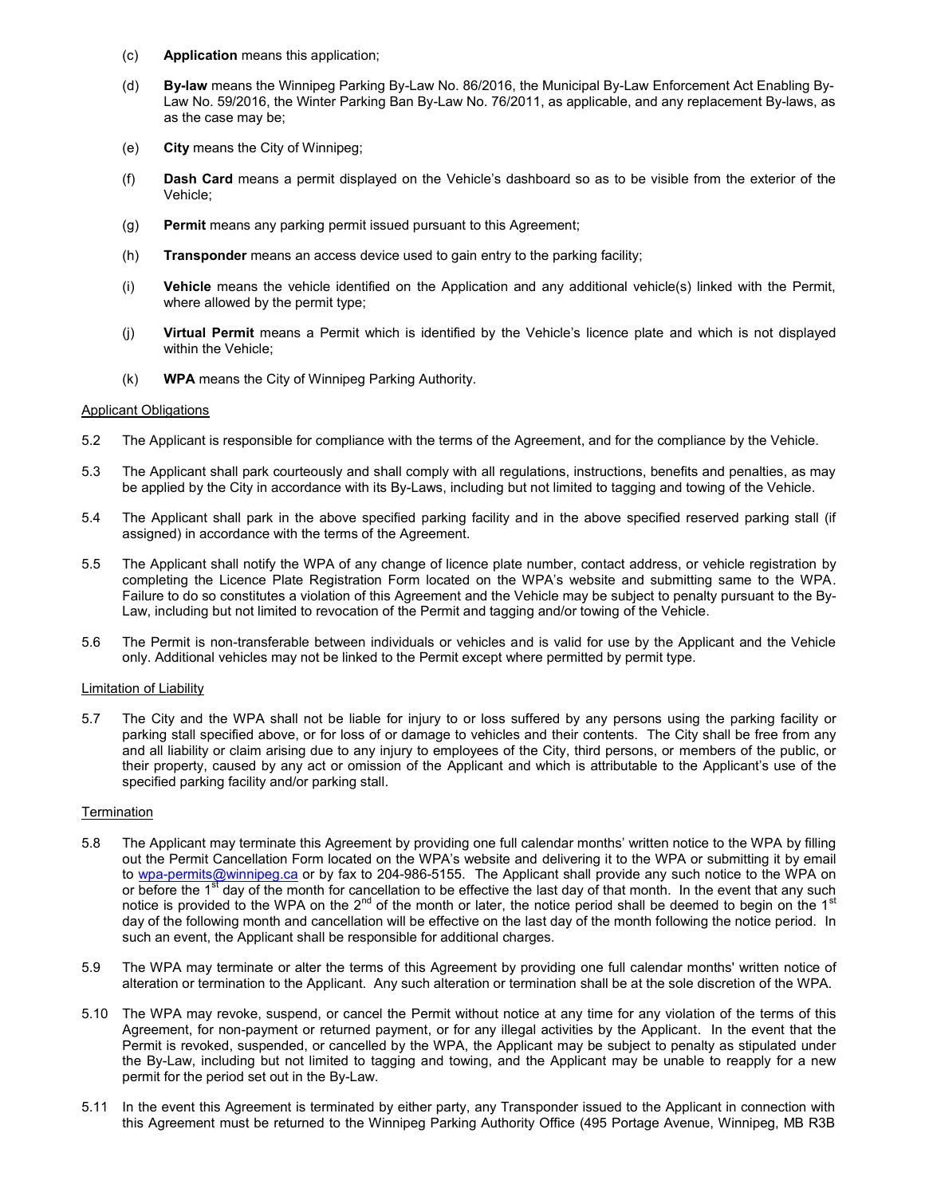(c) **Application** means this application;

(d) **By-law** means the Winnipeg Parking By-Law No. 86/2016, the Municipal By-Law Enforcement Act Enabling By-Law No. 59/2016, the Winter Parking Ban By-Law No. 76/2011, as applicable, and any replacement By-laws, as as the case may be;

(e) **City** means the City of Winnipeg;

(f) **Dash Card** means a permit displayed on the Vehicle's dashboard so as to be visible from the exterior of the Vehicle;

(g) **Permit** means any parking permit issued pursuant to this Agreement;

(h) **Transponder** means an access device used to gain entry to the parking facility;

(i) **Vehicle** means the vehicle identified on the Application and any additional vehicle(s) linked with the Permit, where allowed by the permit type;

(j) **Virtual Permit** means a Permit which is identified by the Vehicle's licence plate and which is not displayed within the Vehicle;

(k) **WPA** means the City of Winnipeg Parking Authority.

Applicant Obligations

5.2 The Applicant is responsible for compliance with the terms of the Agreement, and for the compliance by the Vehicle.

5.3 The Applicant shall park courteously and shall comply with all regulations, instructions, benefits and penalties, as may be applied by the City in accordance with its By-Laws, including but not limited to tagging and towing of the Vehicle.

5.4 The Applicant shall park in the above specified parking facility and in the above specified reserved parking stall (if assigned) in accordance with the terms of the Agreement.

5.5 The Applicant shall notify the WPA of any change of licence plate number, contact address, or vehicle registration by completing the Licence Plate Registration Form located on the WPA's website and submitting same to the WPA. Failure to do so constitutes a violation of this Agreement and the Vehicle may be subject to penalty pursuant to the By-Law, including but not limited to revocation of the Permit and tagging and/or towing of the Vehicle.

5.6 The Permit is non-transferable between individuals or vehicles and is valid for use by the Applicant and the Vehicle only. Additional vehicles may not be linked to the Permit except where permitted by permit type.

Limitation of Liability

5.7 The City and the WPA shall not be liable for injury to or loss suffered by any persons using the parking facility or parking stall specified above, or for loss of or damage to vehicles and their contents. The City shall be free from any and all liability or claim arising due to any injury to employees of the City, third persons, or members of the public, or their property, caused by any act or omission of the Applicant and which is attributable to the Applicant's use of the specified parking facility and/or parking stall.

Termination

5.8 The Applicant may terminate this Agreement by providing one full calendar months' written notice to the WPA by filling out the Permit Cancellation Form located on the WPA's website and delivering it to the WPA or submitting it by email to wpa-permits@winnipeg.ca or by fax to 204-986-5155. The Applicant shall provide any such notice to the WPA on or before the 1st day of the month for cancellation to be effective the last day of that month. In the event that any such notice is provided to the WPA on the 2nd of the month or later, the notice period shall be deemed to begin on the 1st day of the following month and cancellation will be effective on the last day of the month following the notice period. In such an event, the Applicant shall be responsible for additional charges.

5.9 The WPA may terminate or alter the terms of this Agreement by providing one full calendar months' written notice of alteration or termination to the Applicant. Any such alteration or termination shall be at the sole discretion of the WPA.

5.10 The WPA may revoke, suspend, or cancel the Permit without notice at any time for any violation of the terms of this Agreement, for non-payment or returned payment, or for any illegal activities by the Applicant. In the event that the Permit is revoked, suspended, or cancelled by the WPA, the Applicant may be subject to penalty as stipulated under the By-Law, including but not limited to tagging and towing, and the Applicant may be unable to reapply for a new permit for the period set out in the By-Law.

5.11 In the event this Agreement is terminated by either party, any Transponder issued to the Applicant in connection with this Agreement must be returned to the Winnipeg Parking Authority Office (495 Portage Avenue, Winnipeg, MB R3B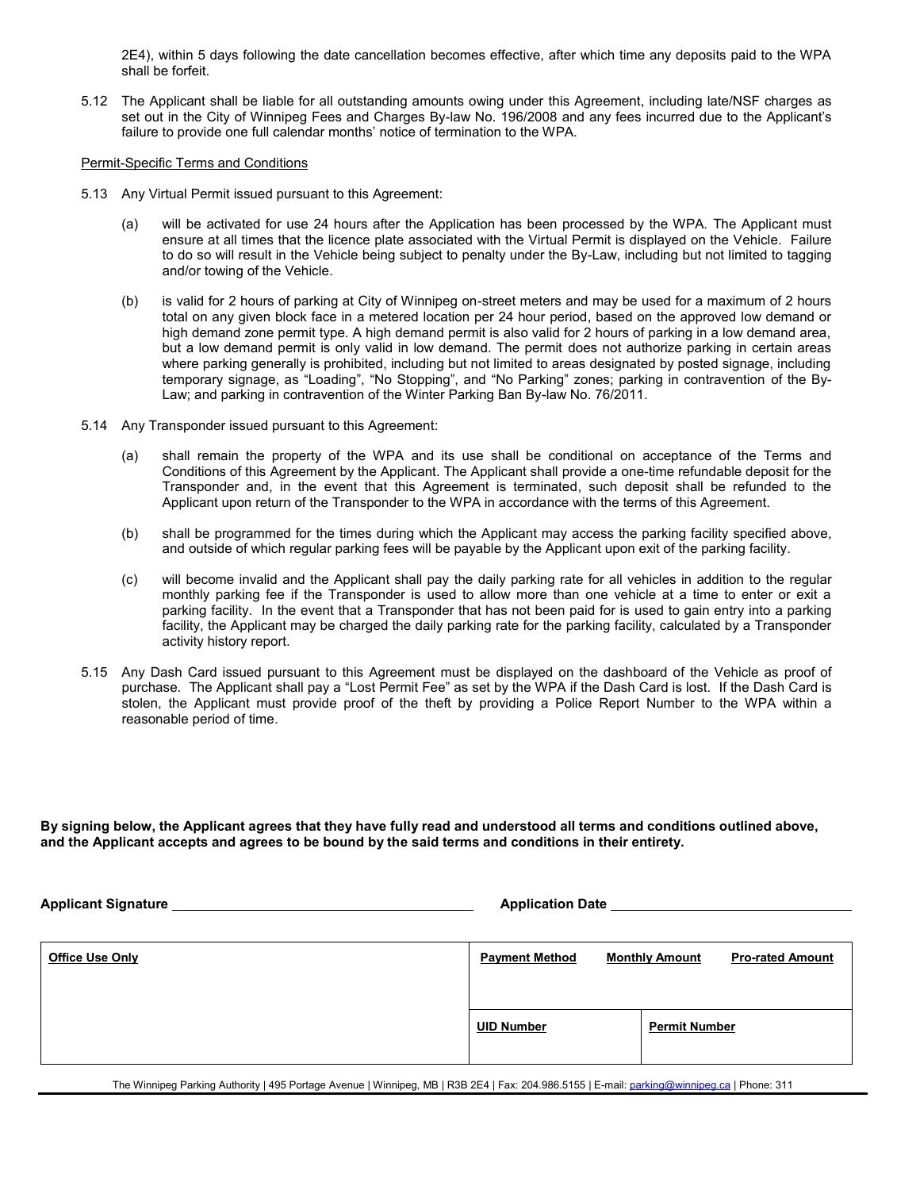2E4), within 5 days following the date cancellation becomes effective, after which time any deposits paid to the WPA shall be forfeit.

5.12 The Applicant shall be liable for all outstanding amounts owing under this Agreement, including late/NSF charges as set out in the City of Winnipeg Fees and Charges By-law No. 196/2008 and any fees incurred due to the Applicant's failure to provide one full calendar months' notice of termination to the WPA.

<u>Permit-Specific Terms and Conditions</u>

5.13 Any Virtual Permit issued pursuant to this Agreement:

(a) will be activated for use 24 hours after the Application has been processed by the WPA. The Applicant must ensure at all times that the licence plate associated with the Virtual Permit is displayed on the Vehicle. Failure to do so will result in the Vehicle being subject to penalty under the By-Law, including but not limited to tagging and/or towing of the Vehicle.

(b) is valid for 2 hours of parking at City of Winnipeg on-street meters and may be used for a maximum of 2 hours total on any given block face in a metered location per 24 hour period, based on the approved low demand or high demand zone permit type. A high demand permit is also valid for 2 hours of parking in a low demand area, but a low demand permit is only valid in low demand. The permit does not authorize parking in certain areas where parking generally is prohibited, including but not limited to areas designated by posted signage, including temporary signage, as "Loading", "No Stopping", and "No Parking" zones; parking in contravention of the By-Law; and parking in contravention of the Winter Parking Ban By-law No. 76/2011.

5.14 Any Transponder issued pursuant to this Agreement:

(a) shall remain the property of the WPA and its use shall be conditional on acceptance of the Terms and Conditions of this Agreement by the Applicant. The Applicant shall provide a one-time refundable deposit for the Transponder and, in the event that this Agreement is terminated, such deposit shall be refunded to the Applicant upon return of the Transponder to the WPA in accordance with the terms of this Agreement.

(b) shall be programmed for the times during which the Applicant may access the parking facility specified above, and outside of which regular parking fees will be payable by the Applicant upon exit of the parking facility.

(c) will become invalid and the Applicant shall pay the daily parking rate for all vehicles in addition to the regular monthly parking fee if the Transponder is used to allow more than one vehicle at a time to enter or exit a parking facility. In the event that a Transponder that has not been paid for is used to gain entry into a parking facility, the Applicant may be charged the daily parking rate for the parking facility, calculated by a Transponder activity history report.

5.15 Any Dash Card issued pursuant to this Agreement must be displayed on the dashboard of the Vehicle as proof of purchase. The Applicant shall pay a "Lost Permit Fee" as set by the WPA if the Dash Card is lost. If the Dash Card is stolen, the Applicant must provide proof of the theft by providing a Police Report Number to the WPA within a reasonable period of time.

**By signing below, the Applicant agrees that they have fully read and understood all terms and conditions outlined above, and the Applicant accepts and agrees to be bound by the said terms and conditions in their entirety.**

**Applicant Signature** ______________________________ **Application Date** ______________________________

| | | | |
|---|---|---|---|
| **Office Use Only** | **Payment Method** | **Monthly Amount** | **Pro-rated Amount** |
| | **UID Number** | **Permit Number** | |

The Winnipeg Parking Authority | 495 Portage Avenue | Winnipeg, MB | R3B 2E4 | Fax: 204.986.5155 | E-mail: parking@winnipeg.ca | Phone: 311